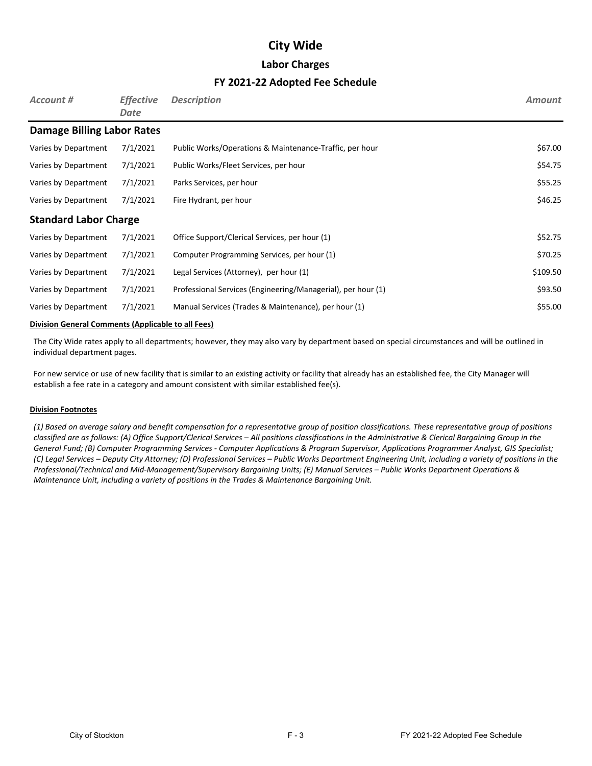# City Wide

## Labor Charges

### FY 2021-22 Adopted Fee Schedule

| *Account #* | *Effective Date* | *Description* | *Amount* |
|---|---|---|---|
| **Damage Billing Labor Rates** | | | |
| Varies by Department | 7/1/2021 | Public Works/Operations & Maintenance-Traffic, per hour | $67.00 |
| Varies by Department | 7/1/2021 | Public Works/Fleet Services, per hour | $54.75 |
| Varies by Department | 7/1/2021 | Parks Services, per hour | $55.25 |
| Varies by Department | 7/1/2021 | Fire Hydrant, per hour | $46.25 |
| **Standard Labor Charge** | | | |
| Varies by Department | 7/1/2021 | Office Support/Clerical Services, per hour (1) | $52.75 |
| Varies by Department | 7/1/2021 | Computer Programming Services, per hour (1) | $70.25 |
| Varies by Department | 7/1/2021 | Legal Services (Attorney), per hour (1) | $109.50 |
| Varies by Department | 7/1/2021 | Professional Services (Engineering/Managerial), per hour (1) | $93.50 |
| Varies by Department | 7/1/2021 | Manual Services (Trades & Maintenance), per hour (1) | $55.00 |

**Division General Comments (Applicable to all Fees)**

The City Wide rates apply to all departments; however, they may also vary by department based on special circumstances and will be outlined in individual department pages.

For new service or use of new facility that is similar to an existing activity or facility that already has an established fee, the City Manager will establish a fee rate in a category and amount consistent with similar established fee(s).

**Division Footnotes**

*(1) Based on average salary and benefit compensation for a representative group of position classifications. These representative group of positions classified are as follows: (A) Office Support/Clerical Services – All positions classifications in the Administrative & Clerical Bargaining Group in the General Fund; (B) Computer Programming Services - Computer Applications & Program Supervisor, Applications Programmer Analyst, GIS Specialist; (C) Legal Services – Deputy City Attorney; (D) Professional Services – Public Works Department Engineering Unit, including a variety of positions in the Professional/Technical and Mid-Management/Supervisory Bargaining Units; (E) Manual Services – Public Works Department Operations & Maintenance Unit, including a variety of positions in the Trades & Maintenance Bargaining Unit.*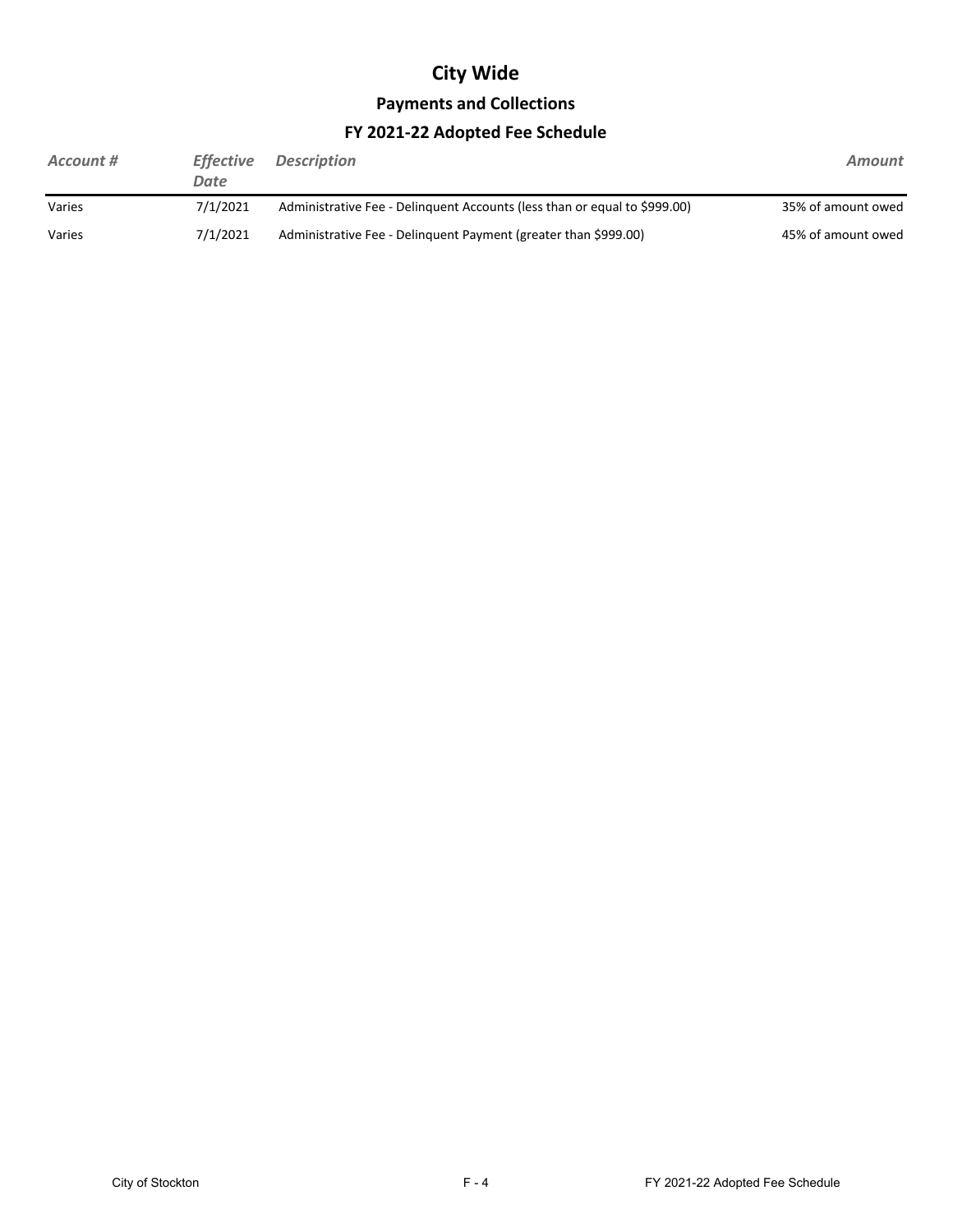# City Wide

## Payments and Collections

## FY 2021-22 Adopted Fee Schedule

| *Account #* | *Effective Date* | *Description* | *Amount* |
|---|---|---|---|
| Varies | 7/1/2021 | Administrative Fee - Delinquent Accounts (less than or equal to $999.00) | 35% of amount owed |
| Varies | 7/1/2021 | Administrative Fee - Delinquent Payment (greater than $999.00) | 45% of amount owed |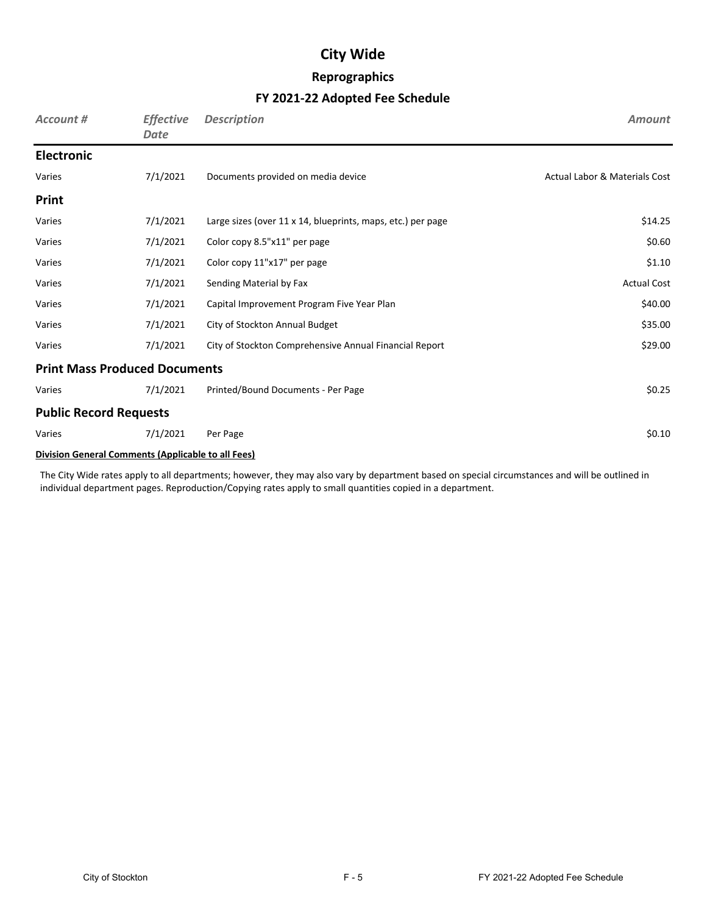# City Wide

## Reprographics

## FY 2021-22 Adopted Fee Schedule

| *Account #* | *Effective Date* | *Description* | *Amount* |
| --- | --- | --- | --- |
| **Electronic** | | | |
| Varies | 7/1/2021 | Documents provided on media device | Actual Labor & Materials Cost |
| **Print** | | | |
| Varies | 7/1/2021 | Large sizes (over 11 x 14, blueprints, maps, etc.) per page | $14.25 |
| Varies | 7/1/2021 | Color copy 8.5"x11" per page | $0.60 |
| Varies | 7/1/2021 | Color copy 11"x17" per page | $1.10 |
| Varies | 7/1/2021 | Sending Material by Fax | Actual Cost |
| Varies | 7/1/2021 | Capital Improvement Program Five Year Plan | $40.00 |
| Varies | 7/1/2021 | City of Stockton Annual Budget | $35.00 |
| Varies | 7/1/2021 | City of Stockton Comprehensive Annual Financial Report | $29.00 |
| **Print Mass Produced Documents** | | | |
| Varies | 7/1/2021 | Printed/Bound Documents - Per Page | $0.25 |
| **Public Record Requests** | | | |
| Varies | 7/1/2021 | Per Page | $0.10 |

**Division General Comments (Applicable to all Fees)**

The City Wide rates apply to all departments; however, they may also vary by department based on special circumstances and will be outlined in individual department pages. Reproduction/Copying rates apply to small quantities copied in a department.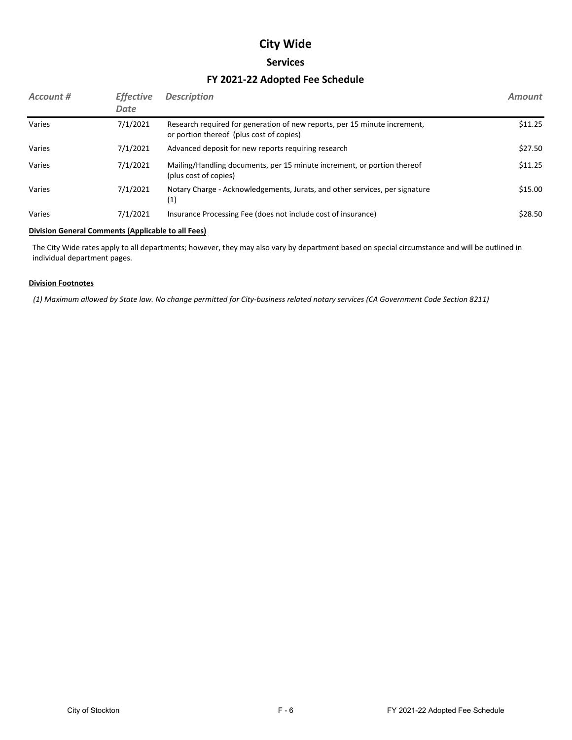# City Wide

## Services

## FY 2021-22 Adopted Fee Schedule

| *Account #* | *Effective Date* | *Description* | *Amount* |
|---|---|---|---|
| Varies | 7/1/2021 | Research required for generation of new reports, per 15 minute increment, or portion thereof (plus cost of copies) | $11.25 |
| Varies | 7/1/2021 | Advanced deposit for new reports requiring research | $27.50 |
| Varies | 7/1/2021 | Mailing/Handling documents, per 15 minute increment, or portion thereof (plus cost of copies) | $11.25 |
| Varies | 7/1/2021 | Notary Charge - Acknowledgements, Jurats, and other services, per signature (1) | $15.00 |
| Varies | 7/1/2021 | Insurance Processing Fee (does not include cost of insurance) | $28.50 |

**Division General Comments (Applicable to all Fees)**

The City Wide rates apply to all departments; however, they may also vary by department based on special circumstance and will be outlined in individual department pages.

**Division Footnotes**

*(1) Maximum allowed by State law. No change permitted for City-business related notary services (CA Government Code Section 8211)*